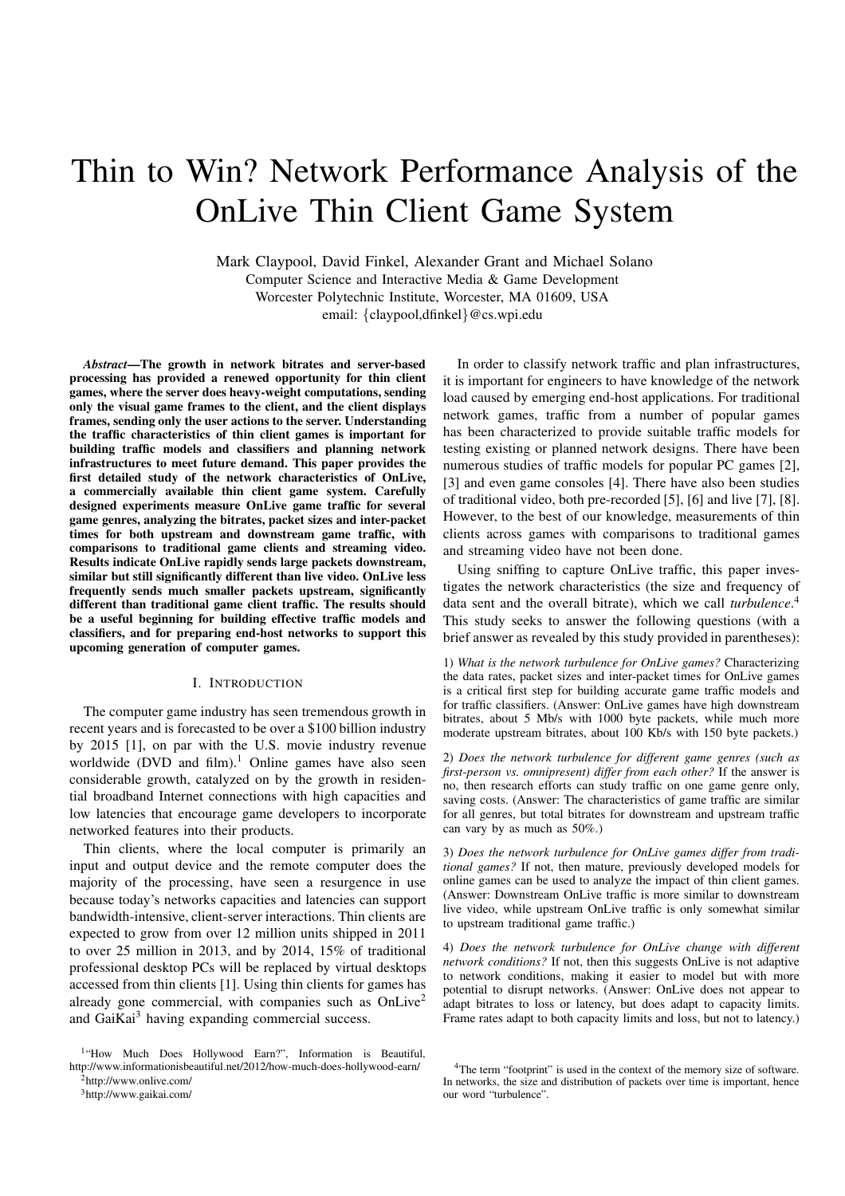# Thin to Win? Network Performance Analysis of the OnLive Thin Client Game System

Mark Claypool, David Finkel, Alexander Grant and Michael Solano
Computer Science and Interactive Media & Game Development
Worcester Polytechnic Institute, Worcester, MA 01609, USA
email: {claypool,dfinkel}@cs.wpi.edu

***Abstract*—The growth in network bitrates and server-based processing has provided a renewed opportunity for thin client games, where the server does heavy-weight computations, sending only the visual game frames to the client, and the client displays frames, sending only the user actions to the server. Understanding the traffic characteristics of thin client games is important for building traffic models and classifiers and planning network infrastructures to meet future demand. This paper provides the first detailed study of the network characteristics of OnLive, a commercially available thin client game system. Carefully designed experiments measure OnLive game traffic for several game genres, analyzing the bitrates, packet sizes and inter-packet times for both upstream and downstream game traffic, with comparisons to traditional game clients and streaming video. Results indicate OnLive rapidly sends large packets downstream, similar but still significantly different than live video. OnLive less frequently sends much smaller packets upstream, significantly different than traditional game client traffic. The results should be a useful beginning for building effective traffic models and classifiers, and for preparing end-host networks to support this upcoming generation of computer games.**

## I. Introduction

The computer game industry has seen tremendous growth in recent years and is forecasted to be over a $100 billion industry by 2015 [1], on par with the U.S. movie industry revenue worldwide (DVD and film).[1] Online games have also seen considerable growth, catalyzed on by the growth in residential broadband Internet connections with high capacities and low latencies that encourage game developers to incorporate networked features into their products.

Thin clients, where the local computer is primarily an input and output device and the remote computer does the majority of the processing, have seen a resurgence in use because today's networks capacities and latencies can support bandwidth-intensive, client-server interactions. Thin clients are expected to grow from over 12 million units shipped in 2011 to over 25 million in 2013, and by 2014, 15% of traditional professional desktop PCs will be replaced by virtual desktops accessed from thin clients [1]. Using thin clients for games has already gone commercial, with companies such as OnLive[2] and GaiKai[3] having expanding commercial success.

In order to classify network traffic and plan infrastructures, it is important for engineers to have knowledge of the network load caused by emerging end-host applications. For traditional network games, traffic from a number of popular games has been characterized to provide suitable traffic models for testing existing or planned network designs. There have been numerous studies of traffic models for popular PC games [2], [3] and even game consoles [4]. There have also been studies of traditional video, both pre-recorded [5], [6] and live [7], [8]. However, to the best of our knowledge, measurements of thin clients across games with comparisons to traditional games and streaming video have not been done.

Using sniffing to capture OnLive traffic, this paper investigates the network characteristics (the size and frequency of data sent and the overall bitrate), which we call *turbulence*.[4] This study seeks to answer the following questions (with a brief answer as revealed by this study provided in parentheses):

1) *What is the network turbulence for OnLive games?* Characterizing the data rates, packet sizes and inter-packet times for OnLive games is a critical first step for building accurate game traffic models and for traffic classifiers. (Answer: OnLive games have high downstream bitrates, about 5 Mb/s with 1000 byte packets, while much more moderate upstream bitrates, about 100 Kb/s with 150 byte packets.)

2) *Does the network turbulence for different game genres (such as first-person vs. omnipresent) differ from each other?* If the answer is no, then research efforts can study traffic on one game genre only, saving costs. (Answer: The characteristics of game traffic are similar for all genres, but total bitrates for downstream and upstream traffic can vary by as much as 50%.)

3) *Does the network turbulence for OnLive games differ from traditional games?* If not, then mature, previously developed models for online games can be used to analyze the impact of thin client games. (Answer: Downstream OnLive traffic is more similar to downstream live video, while upstream OnLive traffic is only somewhat similar to upstream traditional game traffic.)

4) *Does the network turbulence for OnLive change with different network conditions?* If not, then this suggests OnLive is not adaptive to network conditions, making it easier to model but with more potential to disrupt networks. (Answer: OnLive does not appear to adapt bitrates to loss or latency, but does adapt to capacity limits. Frame rates adapt to both capacity limits and loss, but not to latency.)

[1] "How Much Does Hollywood Earn?", Information is Beautiful, http://www.informationisbeautiful.net/2012/how-much-does-hollywood-earn/

[2] http://www.onlive.com/

[3] http://www.gaikai.com/

[4] The term "footprint" is used in the context of the memory size of software. In networks, the size and distribution of packets over time is important, hence our word "turbulence".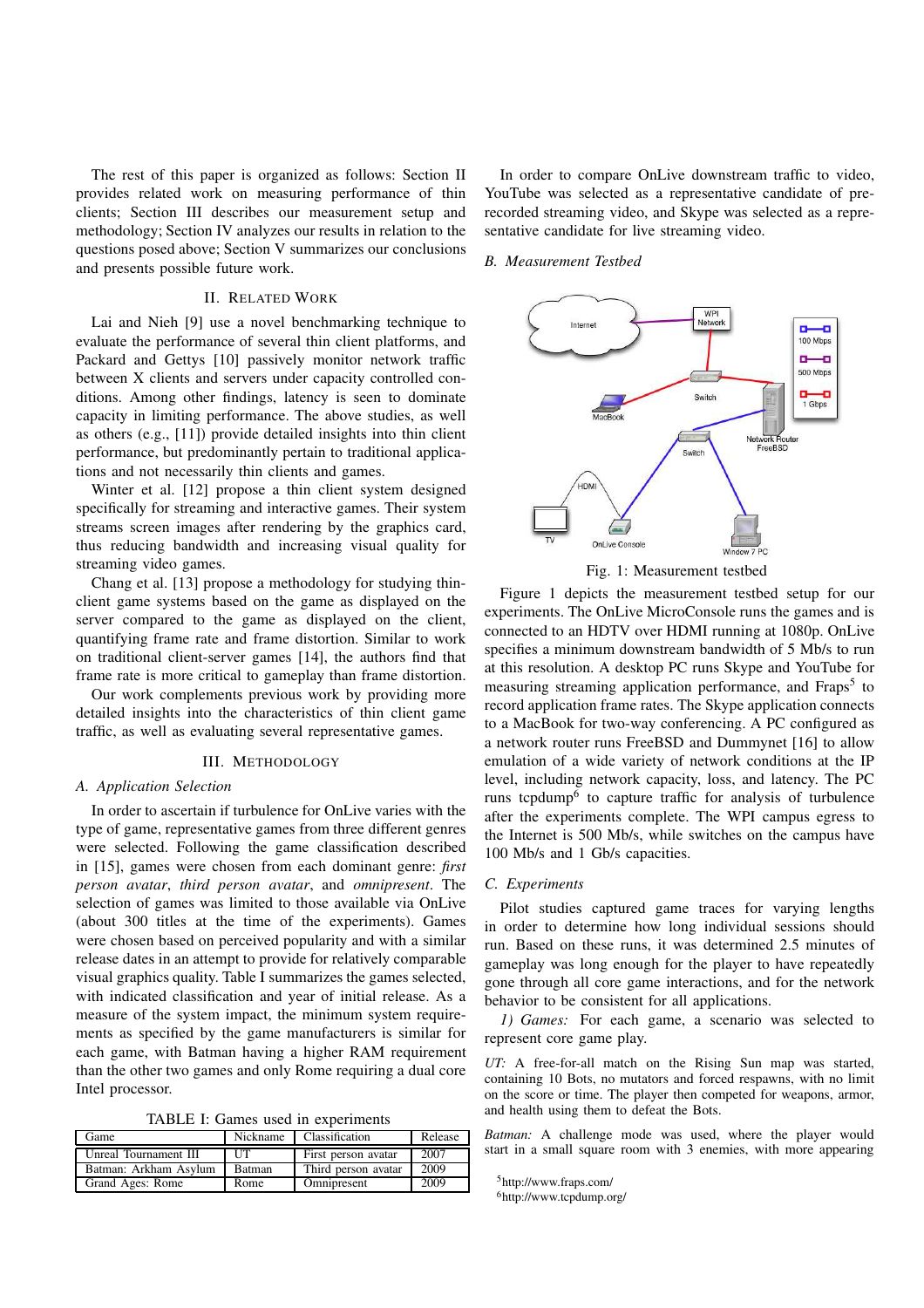The rest of this paper is organized as follows: Section II provides related work on measuring performance of thin clients; Section III describes our measurement setup and methodology; Section IV analyzes our results in relation to the questions posed above; Section V summarizes our conclusions and presents possible future work.

## II. Related Work

Lai and Nieh [9] use a novel benchmarking technique to evaluate the performance of several thin client platforms, and Packard and Gettys [10] passively monitor network traffic between X clients and servers under capacity controlled conditions. Among other findings, latency is seen to dominate capacity in limiting performance. The above studies, as well as others (e.g., [11]) provide detailed insights into thin client performance, but predominantly pertain to traditional applications and not necessarily thin clients and games.

Winter et al. [12] propose a thin client system designed specifically for streaming and interactive games. Their system streams screen images after rendering by the graphics card, thus reducing bandwidth and increasing visual quality for streaming video games.

Chang et al. [13] propose a methodology for studying thin-client game systems based on the game as displayed on the server compared to the game as displayed on the client, quantifying frame rate and frame distortion. Similar to work on traditional client-server games [14], the authors find that frame rate is more critical to gameplay than frame distortion.

Our work complements previous work by providing more detailed insights into the characteristics of thin client game traffic, as well as evaluating several representative games.

## III. Methodology

### A. Application Selection

In order to ascertain if turbulence for OnLive varies with the type of game, representative games from three different genres were selected. Following the game classification described in [15], games were chosen from each dominant genre: *first person avatar*, *third person avatar*, and *omnipresent*. The selection of games was limited to those available via OnLive (about 300 titles at the time of the experiments). Games were chosen based on perceived popularity and with a similar release dates in an attempt to provide for relatively comparable visual graphics quality. Table I summarizes the games selected, with indicated classification and year of initial release. As a measure of the system impact, the minimum system requirements as specified by the game manufacturers is similar for each game, with Batman having a higher RAM requirement than the other two games and only Rome requiring a dual core Intel processor.

TABLE I: Games used in experiments

| Game | Nickname | Classification | Release |
|---|---|---|---|
| Unreal Tournament III | UT | First person avatar | 2007 |
| Batman: Arkham Asylum | Batman | Third person avatar | 2009 |
| Grand Ages: Rome | Rome | Omnipresent | 2009 |

In order to compare OnLive downstream traffic to video, YouTube was selected as a representative candidate of pre-recorded streaming video, and Skype was selected as a representative candidate for live streaming video.

### B. Measurement Testbed

Fig. 1: Measurement testbed

Figure 1 depicts the measurement testbed setup for our experiments. The OnLive MicroConsole runs the games and is connected to an HDTV over HDMI running at 1080p. OnLive specifies a minimum downstream bandwidth of 5 Mb/s to run at this resolution. A desktop PC runs Skype and YouTube for measuring streaming application performance, and Fraps[5] to record application frame rates. The Skype application connects to a MacBook for two-way conferencing. A PC configured as a network router runs FreeBSD and Dummynet [16] to allow emulation of a wide variety of network conditions at the IP level, including network capacity, loss, and latency. The PC runs tcpdump[6] to capture traffic for analysis of turbulence after the experiments complete. The WPI campus egress to the Internet is 500 Mb/s, while switches on the campus have 100 Mb/s and 1 Gb/s capacities.

### C. Experiments

Pilot studies captured game traces for varying lengths in order to determine how long individual sessions should run. Based on these runs, it was determined 2.5 minutes of gameplay was long enough for the player to have repeatedly gone through all core game interactions, and for the network behavior to be consistent for all applications.

*1) Games:* For each game, a scenario was selected to represent core game play.

*UT:* A free-for-all match on the Rising Sun map was started, containing 10 Bots, no mutators and forced respawns, with no limit on the score or time. The player then competed for weapons, armor, and health using them to defeat the Bots.

*Batman:* A challenge mode was used, where the player would start in a small square room with 3 enemies, with more appearing

[5] http://www.fraps.com/

[6] http://www.tcpdump.org/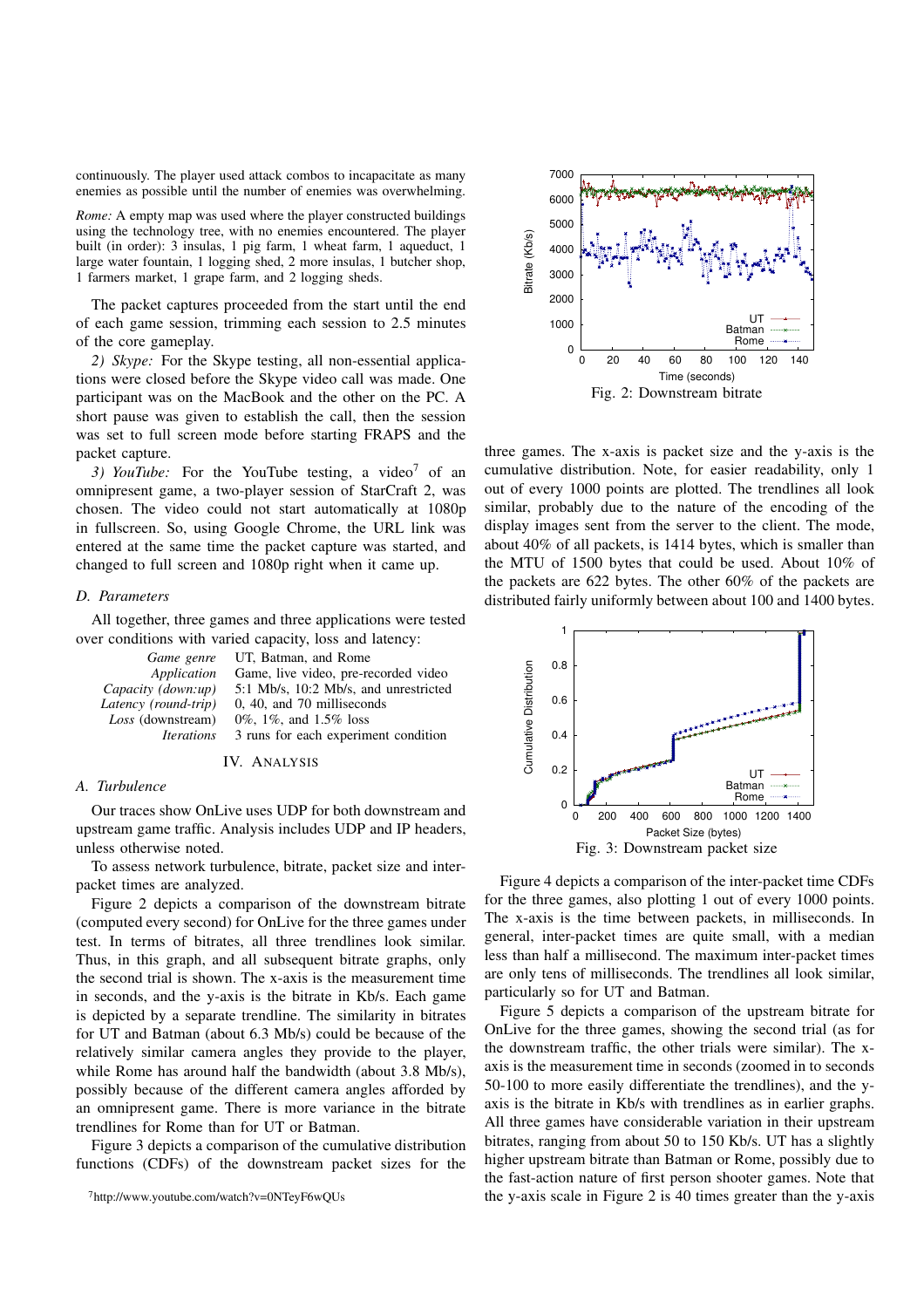continuously. The player used attack combos to incapacitate as many enemies as possible until the number of enemies was overwhelming.

*Rome:* A empty map was used where the player constructed buildings using the technology tree, with no enemies encountered. The player built (in order): 3 insulas, 1 pig farm, 1 wheat farm, 1 aqueduct, 1 large water fountain, 1 logging shed, 2 more insulas, 1 butcher shop, 1 farmers market, 1 grape farm, and 2 logging sheds.

The packet captures proceeded from the start until the end of each game session, trimming each session to 2.5 minutes of the core gameplay.

*2) Skype:* For the Skype testing, all non-essential applications were closed before the Skype video call was made. One participant was on the MacBook and the other on the PC. A short pause was given to establish the call, then the session was set to full screen mode before starting FRAPS and the packet capture.

*3) YouTube:* For the YouTube testing, a video[7] of an omnipresent game, a two-player session of StarCraft 2, was chosen. The video could not start automatically at 1080p in fullscreen. So, using Google Chrome, the URL link was entered at the same time the packet capture was started, and changed to full screen and 1080p right when it came up.

### D. Parameters

All together, three games and three applications were tested over conditions with varied capacity, loss and latency:

| | |
|---|---|
| *Game genre* | UT, Batman, and Rome |
| *Application* | Game, live video, pre-recorded video |
| *Capacity (down:up)* | 5:1 Mb/s, 10:2 Mb/s, and unrestricted |
| *Latency (round-trip)* | 0, 40, and 70 milliseconds |
| *Loss* (downstream) | 0%, 1%, and 1.5% loss |
| *Iterations* | 3 runs for each experiment condition |

## IV. Analysis

### A. Turbulence

Our traces show OnLive uses UDP for both downstream and upstream game traffic. Analysis includes UDP and IP headers, unless otherwise noted.

To assess network turbulence, bitrate, packet size and inter-packet times are analyzed.

Figure 2 depicts a comparison of the downstream bitrate (computed every second) for OnLive for the three games under test. In terms of bitrates, all three trendlines look similar. Thus, in this graph, and all subsequent bitrate graphs, only the second trial is shown. The x-axis is the measurement time in seconds, and the y-axis is the bitrate in Kb/s. Each game is depicted by a separate trendline. The similarity in bitrates for UT and Batman (about 6.3 Mb/s) could be because of the relatively similar camera angles they provide to the player, while Rome has around half the bandwidth (about 3.8 Mb/s), possibly because of the different camera angles afforded by an omnipresent game. There is more variance in the bitrate trendlines for Rome than for UT or Batman.

Figure 3 depicts a comparison of the cumulative distribution functions (CDFs) of the downstream packet sizes for the three games. The x-axis is packet size and the y-axis is the cumulative distribution. Note, for easier readability, only 1 out of every 1000 points are plotted. The trendlines all look similar, probably due to the nature of the encoding of the display images sent from the server to the client. The mode, about 40% of all packets, is 1414 bytes, which is smaller than the MTU of 1500 bytes that could be used. About 10% of the packets are 622 bytes. The other 60% of the packets are distributed fairly uniformly between about 100 and 1400 bytes.

Fig. 2: Downstream bitrate

Fig. 3: Downstream packet size

Figure 4 depicts a comparison of the inter-packet time CDFs for the three games, also plotting 1 out of every 1000 points. The x-axis is the time between packets, in milliseconds. In general, inter-packet times are quite small, with a median less than half a millisecond. The maximum inter-packet times are only tens of milliseconds. The trendlines all look similar, particularly so for UT and Batman.

Figure 5 depicts a comparison of the upstream bitrate for OnLive for the three games, showing the second trial (as for the downstream traffic, the other trials were similar). The x-axis is the measurement time in seconds (zoomed in to seconds 50-100 to more easily differentiate the trendlines), and the y-axis is the bitrate in Kb/s with trendlines as in earlier graphs. All three games have considerable variation in their upstream bitrates, ranging from about 50 to 150 Kb/s. UT has a slightly higher upstream bitrate than Batman or Rome, possibly due to the fast-action nature of first person shooter games. Note that the y-axis scale in Figure 2 is 40 times greater than the y-axis

[7] http://www.youtube.com/watch?v=0NTeyF6wQUs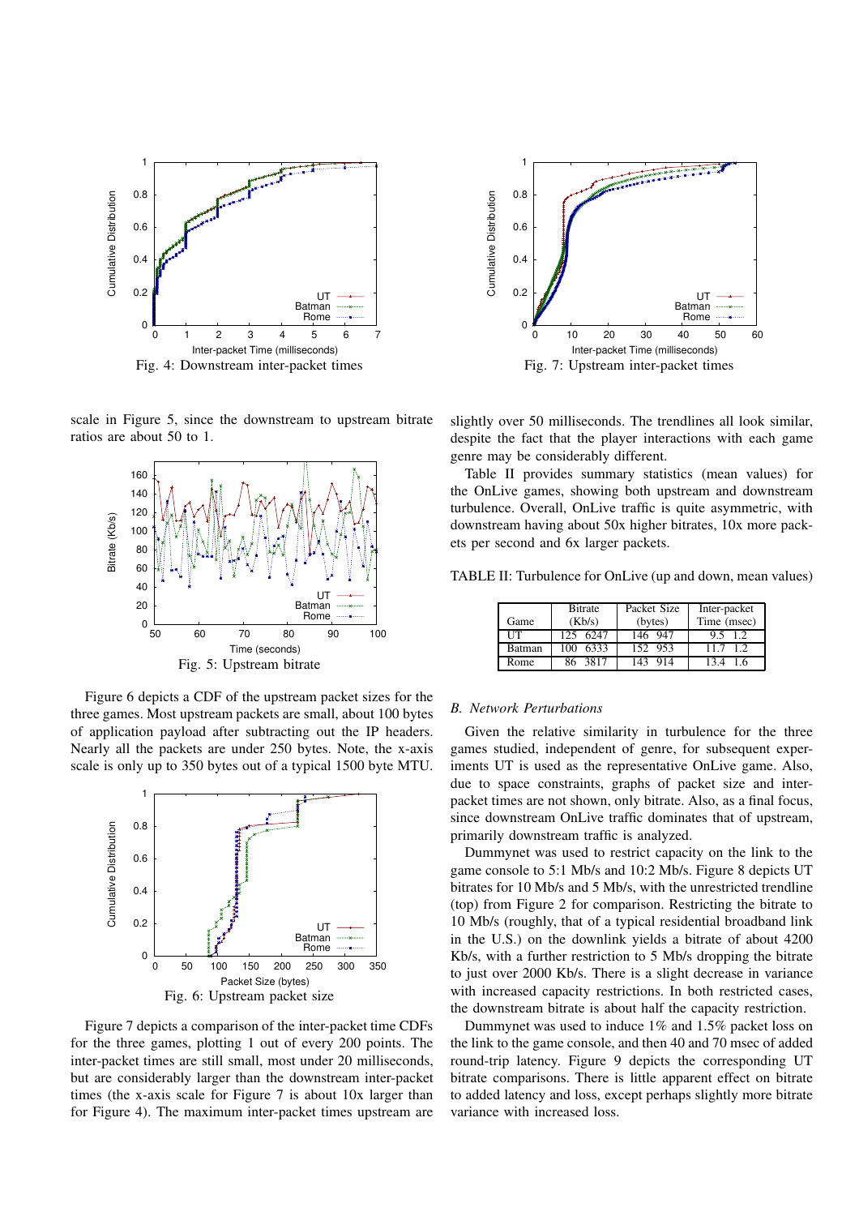Fig. 4: Downstream inter-packet times

Fig. 7: Upstream inter-packet times

scale in Figure 5, since the downstream to upstream bitrate ratios are about 50 to 1.

Fig. 5: Upstream bitrate

Figure 6 depicts a CDF of the upstream packet sizes for the three games. Most upstream packets are small, about 100 bytes of application payload after subtracting out the IP headers. Nearly all the packets are under 250 bytes. Note, the x-axis scale is only up to 350 bytes out of a typical 1500 byte MTU.

Fig. 6: Upstream packet size

Figure 7 depicts a comparison of the inter-packet time CDFs for the three games, plotting 1 out of every 200 points. The inter-packet times are still small, most under 20 milliseconds, but are considerably larger than the downstream inter-packet times (the x-axis scale for Figure 7 is about 10x larger than for Figure 4). The maximum inter-packet times upstream are slightly over 50 milliseconds. The trendlines all look similar, despite the fact that the player interactions with each game genre may be considerably different.

Table II provides summary statistics (mean values) for the OnLive games, showing both upstream and downstream turbulence. Overall, OnLive traffic is quite asymmetric, with downstream having about 50x higher bitrates, 10x more packets per second and 6x larger packets.

TABLE II: Turbulence for OnLive (up and down, mean values)

| Game | Bitrate (Kb/s) | | Packet Size (bytes) | | Inter-packet Time (msec) | |
|---|---|---|---|---|---|---|
| UT | 125 | 6247 | 146 | 947 | 9.5 | 1.2 |
| Batman | 100 | 6333 | 152 | 953 | 11.7 | 1.2 |
| Rome | 86 | 3817 | 143 | 914 | 13.4 | 1.6 |

### B. Network Perturbations

Given the relative similarity in turbulence for the three games studied, independent of genre, for subsequent experiments UT is used as the representative OnLive game. Also, due to space constraints, graphs of packet size and inter-packet times are not shown, only bitrate. Also, as a final focus, since downstream OnLive traffic dominates that of upstream, primarily downstream traffic is analyzed.

Dummynet was used to restrict capacity on the link to the game console to 5:1 Mb/s and 10:2 Mb/s. Figure 8 depicts UT bitrates for 10 Mb/s and 5 Mb/s, with the unrestricted trendline (top) from Figure 2 for comparison. Restricting the bitrate to 10 Mb/s (roughly, that of a typical residential broadband link in the U.S.) on the downlink yields a bitrate of about 4200 Kb/s, with a further restriction to 5 Mb/s dropping the bitrate to just over 2000 Kb/s. There is a slight decrease in variance with increased capacity restrictions. In both restricted cases, the downstream bitrate is about half the capacity restriction.

Dummynet was used to induce 1% and 1.5% packet loss on the link to the game console, and then 40 and 70 msec of added round-trip latency. Figure 9 depicts the corresponding UT bitrate comparisons. There is little apparent effect on bitrate to added latency and loss, except perhaps slightly more bitrate variance with increased loss.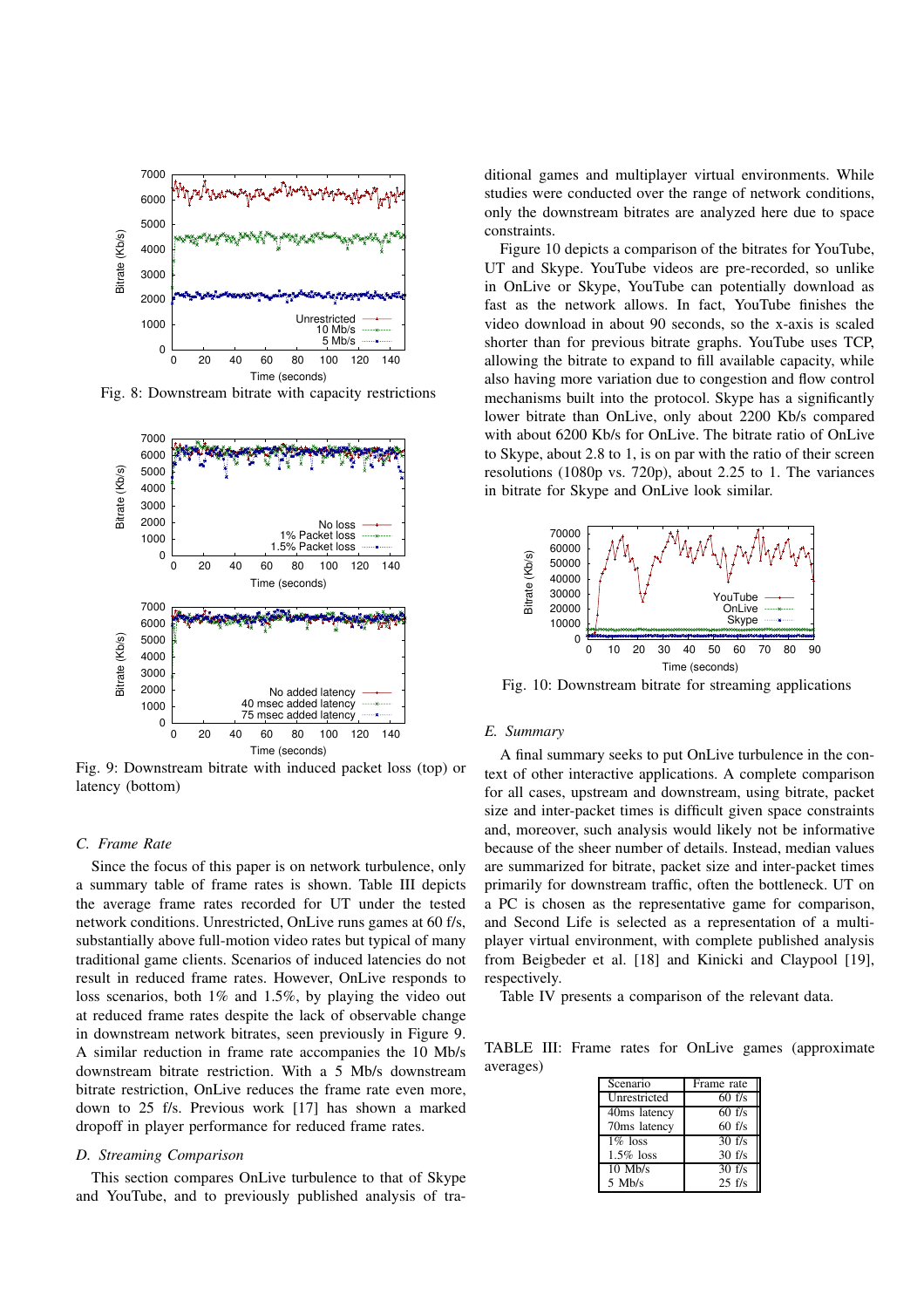Fig. 8: Downstream bitrate with capacity restrictions

Fig. 9: Downstream bitrate with induced packet loss (top) or latency (bottom)

### C. Frame Rate

Since the focus of this paper is on network turbulence, only a summary table of frame rates is shown. Table III depicts the average frame rates recorded for UT under the tested network conditions. Unrestricted, OnLive runs games at 60 f/s, substantially above full-motion video rates but typical of many traditional game clients. Scenarios of induced latencies do not result in reduced frame rates. However, OnLive responds to loss scenarios, both 1% and 1.5%, by playing the video out at reduced frame rates despite the lack of observable change in downstream network bitrates, seen previously in Figure 9. A similar reduction in frame rate accompanies the 10 Mb/s downstream bitrate restriction. With a 5 Mb/s downstream bitrate restriction, OnLive reduces the frame rate even more, down to 25 f/s. Previous work [17] has shown a marked dropoff in player performance for reduced frame rates.

### D. Streaming Comparison

This section compares OnLive turbulence to that of Skype and YouTube, and to previously published analysis of traditional games and multiplayer virtual environments. While studies were conducted over the range of network conditions, only the downstream bitrates are analyzed here due to space constraints.

Figure 10 depicts a comparison of the bitrates for YouTube, UT and Skype. YouTube videos are pre-recorded, so unlike in OnLive or Skype, YouTube can potentially download as fast as the network allows. In fact, YouTube finishes the video download in about 90 seconds, so the x-axis is scaled shorter than for previous bitrate graphs. YouTube uses TCP, allowing the bitrate to expand to fill available capacity, while also having more variation due to congestion and flow control mechanisms built into the protocol. Skype has a significantly lower bitrate than OnLive, only about 2200 Kb/s compared with about 6200 Kb/s for OnLive. The bitrate ratio of OnLive to Skype, about 2.8 to 1, is on par with the ratio of their screen resolutions (1080p vs. 720p), about 2.25 to 1. The variances in bitrate for Skype and OnLive look similar.

Fig. 10: Downstream bitrate for streaming applications

### E. Summary

A final summary seeks to put OnLive turbulence in the context of other interactive applications. A complete comparison for all cases, upstream and downstream, using bitrate, packet size and inter-packet times is difficult given space constraints and, moreover, such analysis would likely not be informative because of the sheer number of details. Instead, median values are summarized for bitrate, packet size and inter-packet times primarily for downstream traffic, often the bottleneck. UT on a PC is chosen as the representative game for comparison, and Second Life is selected as a representation of a multiplayer virtual environment, with complete published analysis from Beigbeder et al. [18] and Kinicki and Claypool [19], respectively.

Table IV presents a comparison of the relevant data.

TABLE III: Frame rates for OnLive games (approximate averages)

| Scenario | Frame rate |
|---|---|
| Unrestricted | 60 f/s |
| 40ms latency | 60 f/s |
| 70ms latency | 60 f/s |
| 1% loss | 30 f/s |
| 1.5% loss | 30 f/s |
| 10 Mb/s | 30 f/s |
| 5 Mb/s | 25 f/s |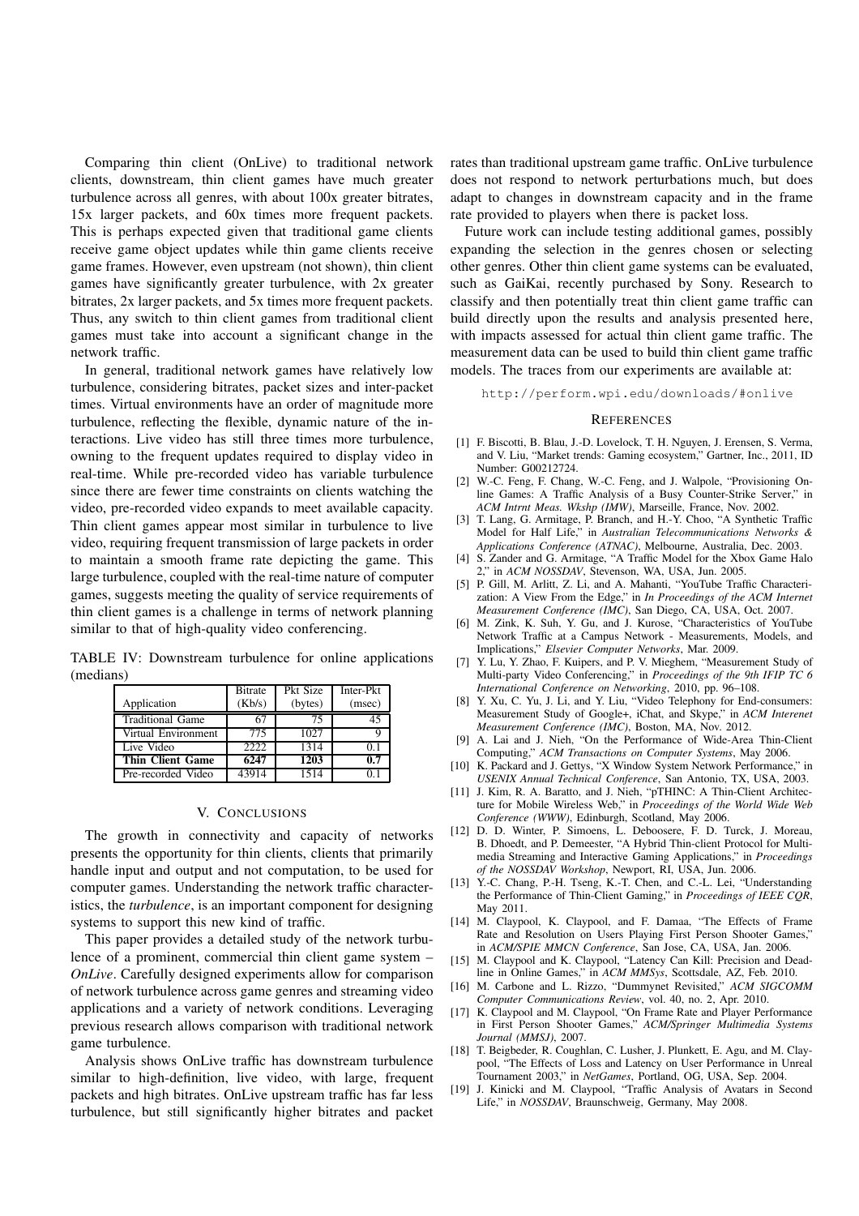Comparing thin client (OnLive) to traditional network clients, downstream, thin client games have much greater turbulence across all genres, with about 100x greater bitrates, 15x larger packets, and 60x times more frequent packets. This is perhaps expected given that traditional game clients receive game object updates while thin game clients receive game frames. However, even upstream (not shown), thin client games have significantly greater turbulence, with 2x greater bitrates, 2x larger packets, and 5x times more frequent packets. Thus, any switch to thin client games from traditional client games must take into account a significant change in the network traffic.

In general, traditional network games have relatively low turbulence, considering bitrates, packet sizes and inter-packet times. Virtual environments have an order of magnitude more turbulence, reflecting the flexible, dynamic nature of the interactions. Live video has still three times more turbulence, owning to the frequent updates required to display video in real-time. While pre-recorded video has variable turbulence since there are fewer time constraints on clients watching the video, pre-recorded video expands to meet available capacity. Thin client games appear most similar in turbulence to live video, requiring frequent transmission of large packets in order to maintain a smooth frame rate depicting the game. This large turbulence, coupled with the real-time nature of computer games, suggests meeting the quality of service requirements of thin client games is a challenge in terms of network planning similar to that of high-quality video conferencing.

TABLE IV: Downstream turbulence for online applications (medians)

| Application | Bitrate (Kb/s) | Pkt Size (bytes) | Inter-Pkt (msec) |
|---|---|---|---|
| Traditional Game | 67 | 75 | 45 |
| Virtual Environment | 775 | 1027 | 9 |
| Live Video | 2222 | 1314 | 0.1 |
| **Thin Client Game** | **6247** | **1203** | **0.7** |
| Pre-recorded Video | 43914 | 1514 | 0.1 |

## V. Conclusions

The growth in connectivity and capacity of networks presents the opportunity for thin clients, clients that primarily handle input and output and not computation, to be used for computer games. Understanding the network traffic characteristics, the *turbulence*, is an important component for designing systems to support this new kind of traffic.

This paper provides a detailed study of the network turbulence of a prominent, commercial thin client game system – *OnLive*. Carefully designed experiments allow for comparison of network turbulence across game genres and streaming video applications and a variety of network conditions. Leveraging previous research allows comparison with traditional network game turbulence.

Analysis shows OnLive traffic has downstream turbulence similar to high-definition, live video, with large, frequent packets and high bitrates. OnLive upstream traffic has far less turbulence, but still significantly higher bitrates and packet rates than traditional upstream game traffic. OnLive turbulence does not respond to network perturbations much, but does adapt to changes in downstream capacity and in the frame rate provided to players when there is packet loss.

Future work can include testing additional games, possibly expanding the selection in the genres chosen or selecting other genres. Other thin client game systems can be evaluated, such as GaiKai, recently purchased by Sony. Research to classify and then potentially treat thin client game traffic can build directly upon the results and analysis presented here, with impacts assessed for actual thin client game traffic. The measurement data can be used to build thin client game traffic models. The traces from our experiments are available at:

http://perform.wpi.edu/downloads/#onlive

## References

[1] F. Biscotti, B. Blau, J.-D. Lovelock, T. H. Nguyen, J. Erensen, S. Verma, and V. Liu, "Market trends: Gaming ecosystem," Gartner, Inc., 2011, ID Number: G00212724.

[2] W.-C. Feng, F. Chang, W.-C. Feng, and J. Walpole, "Provisioning Online Games: A Traffic Analysis of a Busy Counter-Strike Server," in *ACM Intrnt Meas. Wkshp (IMW)*, Marseille, France, Nov. 2002.

[3] T. Lang, G. Armitage, P. Branch, and H.-Y. Choo, "A Synthetic Traffic Model for Half Life," in *Australian Telecommunications Networks & Applications Conference (ATNAC)*, Melbourne, Australia, Dec. 2003.

[4] S. Zander and G. Armitage, "A Traffic Model for the Xbox Game Halo 2," in *ACM NOSSDAV*, Stevenson, WA, USA, Jun. 2005.

[5] P. Gill, M. Arlitt, Z. Li, and A. Mahanti, "YouTube Traffic Characterization: A View From the Edge," in *In Proceedings of the ACM Internet Measurement Conference (IMC)*, San Diego, CA, USA, Oct. 2007.

[6] M. Zink, K. Suh, Y. Gu, and J. Kurose, "Characteristics of YouTube Network Traffic at a Campus Network - Measurements, Models, and Implications," *Elsevier Computer Networks*, Mar. 2009.

[7] Y. Lu, Y. Zhao, F. Kuipers, and P. V. Mieghem, "Measurement Study of Multi-party Video Conferencing," in *Proceedings of the 9th IFIP TC 6 International Conference on Networking*, 2010, pp. 96–108.

[8] Y. Xu, C. Yu, J. Li, and Y. Liu, "Video Telephony for End-consumers: Measurement Study of Google+, iChat, and Skype," in *ACM Interenet Measurement Conference (IMC)*, Boston, MA, Nov. 2012.

[9] A. Lai and J. Nieh, "On the Performance of Wide-Area Thin-Client Computing," *ACM Transactions on Computer Systems*, May 2006.

[10] K. Packard and J. Gettys, "X Window System Network Performance," in *USENIX Annual Technical Conference*, San Antonio, TX, USA, 2003.

[11] J. Kim, R. A. Baratto, and J. Nieh, "pTHINC: A Thin-Client Architecture for Mobile Wireless Web," in *Proceedings of the World Wide Web Conference (WWW)*, Edinburgh, Scotland, May 2006.

[12] D. D. Winter, P. Simoens, L. Deboosere, F. D. Turck, J. Moreau, B. Dhoedt, and P. Demeester, "A Hybrid Thin-client Protocol for Multimedia Streaming and Interactive Gaming Applications," in *Proceedings of the NOSSDAV Workshop*, Newport, RI, USA, Jun. 2006.

[13] Y.-C. Chang, P.-H. Tseng, K.-T. Chen, and C.-L. Lei, "Understanding the Performance of Thin-Client Gaming," in *Proceedings of IEEE CQR*, May 2011.

[14] M. Claypool, K. Claypool, and F. Damaa, "The Effects of Frame Rate and Resolution on Users Playing First Person Shooter Games," in *ACM/SPIE MMCN Conference*, San Jose, CA, USA, Jan. 2006.

[15] M. Claypool and K. Claypool, "Latency Can Kill: Precision and Deadline in Online Games," in *ACM MMSys*, Scottsdale, AZ, Feb. 2010.

[16] M. Carbone and L. Rizzo, "Dummynet Revisited," *ACM SIGCOMM Computer Communications Review*, vol. 40, no. 2, Apr. 2010.

[17] K. Claypool and M. Claypool, "On Frame Rate and Player Performance in First Person Shooter Games," *ACM/Springer Multimedia Systems Journal (MMSJ)*, 2007.

[18] T. Beigbeder, R. Coughlan, C. Lusher, J. Plunkett, E. Agu, and M. Claypool, "The Effects of Loss and Latency on User Performance in Unreal Tournament 2003," in *NetGames*, Portland, OG, USA, Sep. 2004.

[19] J. Kinicki and M. Claypool, "Traffic Analysis of Avatars in Second Life," in *NOSSDAV*, Braunschweig, Germany, May 2008.